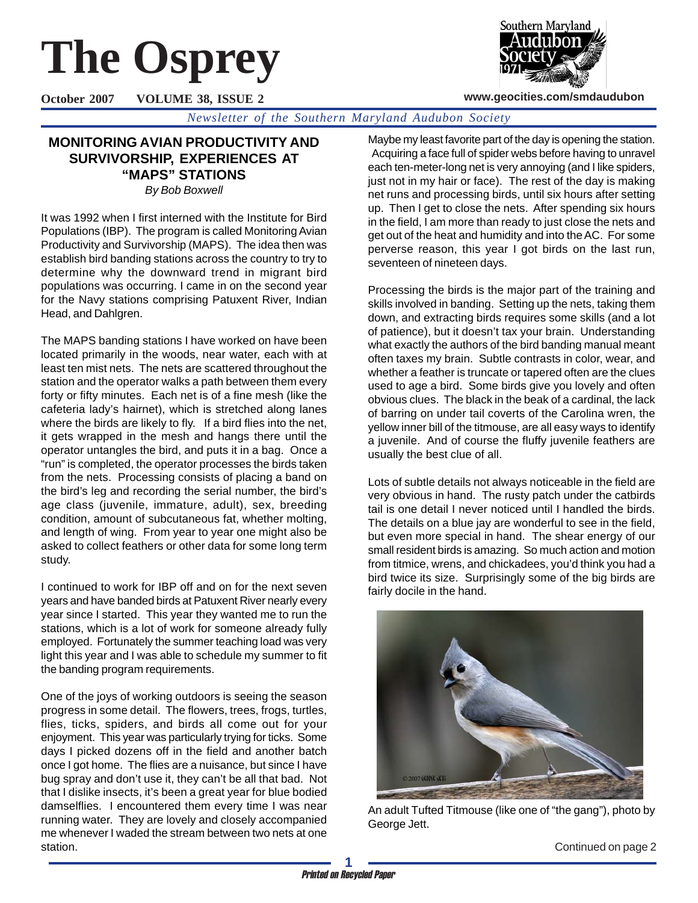# The Osprey

**October 2007 VOLUME 38, ISSUE 2** **www.geocities.com/smdaudubon**

*Newsletter of the Southern Maryland Audubon Society*

## MONITORING AVIAN PRODUCTIVITY AND SURVIVORSHIP, EXPERIENCES AT "MAPS" STATIONS

*By Bob Boxwell*

It was 1992 when I first interned with the Institute for Bird Populations (IBP). The program is called Monitoring Avian Productivity and Survivorship (MAPS). The idea then was establish bird banding stations across the country to try to determine why the downward trend in migrant bird populations was occurring. I came in on the second year for the Navy stations comprising Patuxent River, Indian Head, and Dahlgren.

The MAPS banding stations I have worked on have been located primarily in the woods, near water, each with at least ten mist nets. The nets are scattered throughout the station and the operator walks a path between them every forty or fifty minutes. Each net is of a fine mesh (like the cafeteria lady's hairnet), which is stretched along lanes where the birds are likely to fly. If a bird flies into the net, it gets wrapped in the mesh and hangs there until the operator untangles the bird, and puts it in a bag. Once a "run" is completed, the operator processes the birds taken from the nets. Processing consists of placing a band on the bird's leg and recording the serial number, the bird's age class (juvenile, immature, adult), sex, breeding condition, amount of subcutaneous fat, whether molting, and length of wing. From year to year one might also be asked to collect feathers or other data for some long term study.

I continued to work for IBP off and on for the next seven years and have banded birds at Patuxent River nearly every year since I started. This year they wanted me to run the stations, which is a lot of work for someone already fully employed. Fortunately the summer teaching load was very light this year and I was able to schedule my summer to fit the banding program requirements.

One of the joys of working outdoors is seeing the season progress in some detail. The flowers, trees, frogs, turtles, flies, ticks, spiders, and birds all come out for your enjoyment. This year was particularly trying for ticks. Some days I picked dozens off in the field and another batch once I got home. The flies are a nuisance, but since I have bug spray and don't use it, they can't be all that bad. Not that I dislike insects, it's been a great year for blue bodied damselflies. I encountered them every time I was near running water. They are lovely and closely accompanied me whenever I waded the stream between two nets at one station.

Maybe my least favorite part of the day is opening the station. Acquiring a face full of spider webs before having to unravel each ten-meter-long net is very annoying (and I like spiders, just not in my hair or face). The rest of the day is making net runs and processing birds, until six hours after setting up. Then I get to close the nets. After spending six hours in the field, I am more than ready to just close the nets and get out of the heat and humidity and into the AC. For some perverse reason, this year I got birds on the last run, seventeen of nineteen days.

Processing the birds is the major part of the training and skills involved in banding. Setting up the nets, taking them down, and extracting birds requires some skills (and a lot of patience), but it doesn't tax your brain. Understanding what exactly the authors of the bird banding manual meant often taxes my brain. Subtle contrasts in color, wear, and whether a feather is truncate or tapered often are the clues used to age a bird. Some birds give you lovely and often obvious clues. The black in the beak of a cardinal, the lack of barring on under tail coverts of the Carolina wren, the yellow inner bill of the titmouse, are all easy ways to identify a juvenile. And of course the fluffy juvenile feathers are usually the best clue of all.

Lots of subtle details not always noticeable in the field are very obvious in hand. The rusty patch under the catbirds tail is one detail I never noticed until I handled the birds. The details on a blue jay are wonderful to see in the field, but even more special in hand. The shear energy of our small resident birds is amazing. So much action and motion from titmice, wrens, and chickadees, you'd think you had a bird twice its size. Surprisingly some of the big birds are fairly docile in the hand.

An adult Tufted Titmouse (like one of "the gang"), photo by George Jett.

Continued on page 2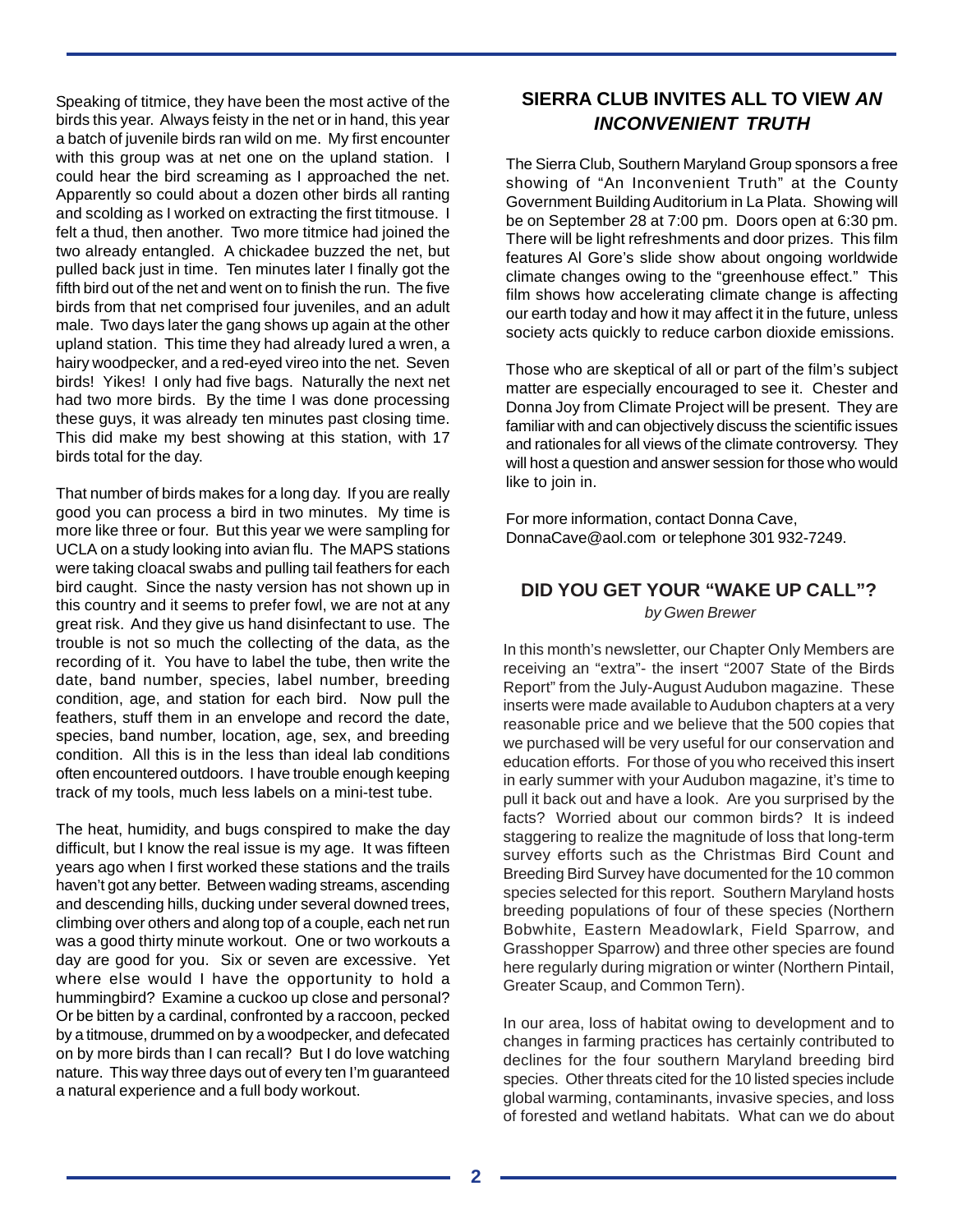Speaking of titmice, they have been the most active of the birds this year. Always feisty in the net or in hand, this year a batch of juvenile birds ran wild on me. My first encounter with this group was at net one on the upland station. I could hear the bird screaming as I approached the net. Apparently so could about a dozen other birds all ranting and scolding as I worked on extracting the first titmouse. I felt a thud, then another. Two more titmice had joined the two already entangled. A chickadee buzzed the net, but pulled back just in time. Ten minutes later I finally got the fifth bird out of the net and went on to finish the run. The five birds from that net comprised four juveniles, and an adult male. Two days later the gang shows up again at the other upland station. This time they had already lured a wren, a hairy woodpecker, and a red-eyed vireo into the net. Seven birds! Yikes! I only had five bags. Naturally the next net had two more birds. By the time I was done processing these guys, it was already ten minutes past closing time. This did make my best showing at this station, with 17 birds total for the day.

That number of birds makes for a long day. If you are really good you can process a bird in two minutes. My time is more like three or four. But this year we were sampling for UCLA on a study looking into avian flu. The MAPS stations were taking cloacal swabs and pulling tail feathers for each bird caught. Since the nasty version has not shown up in this country and it seems to prefer fowl, we are not at any great risk. And they give us hand disinfectant to use. The trouble is not so much the collecting of the data, as the recording of it. You have to label the tube, then write the date, band number, species, label number, breeding condition, age, and station for each bird. Now pull the feathers, stuff them in an envelope and record the date, species, band number, location, age, sex, and breeding condition. All this is in the less than ideal lab conditions often encountered outdoors. I have trouble enough keeping track of my tools, much less labels on a mini-test tube.

The heat, humidity, and bugs conspired to make the day difficult, but I know the real issue is my age. It was fifteen years ago when I first worked these stations and the trails haven't got any better. Between wading streams, ascending and descending hills, ducking under several downed trees, climbing over others and along top of a couple, each net run was a good thirty minute workout. One or two workouts a day are good for you. Six or seven are excessive. Yet where else would I have the opportunity to hold a hummingbird? Examine a cuckoo up close and personal? Or be bitten by a cardinal, confronted by a raccoon, pecked by a titmouse, drummed on by a woodpecker, and defecated on by more birds than I can recall? But I do love watching nature. This way three days out of every ten I'm guaranteed a natural experience and a full body workout.

## SIERRA CLUB INVITES ALL TO VIEW *AN INCONVENIENT TRUTH*

The Sierra Club, Southern Maryland Group sponsors a free showing of "An Inconvenient Truth" at the County Government Building Auditorium in La Plata. Showing will be on September 28 at 7:00 pm. Doors open at 6:30 pm. There will be light refreshments and door prizes. This film features Al Gore's slide show about ongoing worldwide climate changes owing to the "greenhouse effect." This film shows how accelerating climate change is affecting our earth today and how it may affect it in the future, unless society acts quickly to reduce carbon dioxide emissions.

Those who are skeptical of all or part of the film's subject matter are especially encouraged to see it. Chester and Donna Joy from Climate Project will be present. They are familiar with and can objectively discuss the scientific issues and rationales for all views of the climate controversy. They will host a question and answer session for those who would like to join in.

For more information, contact Donna Cave, DonnaCave@aol.com or telephone 301 932-7249.

## DID YOU GET YOUR "WAKE UP CALL"?

*by Gwen Brewer*

In this month's newsletter, our Chapter Only Members are receiving an "extra"- the insert "2007 State of the Birds Report" from the July-August Audubon magazine. These inserts were made available to Audubon chapters at a very reasonable price and we believe that the 500 copies that we purchased will be very useful for our conservation and education efforts. For those of you who received this insert in early summer with your Audubon magazine, it's time to pull it back out and have a look. Are you surprised by the facts? Worried about our common birds? It is indeed staggering to realize the magnitude of loss that long-term survey efforts such as the Christmas Bird Count and Breeding Bird Survey have documented for the 10 common species selected for this report. Southern Maryland hosts breeding populations of four of these species (Northern Bobwhite, Eastern Meadowlark, Field Sparrow, and Grasshopper Sparrow) and three other species are found here regularly during migration or winter (Northern Pintail, Greater Scaup, and Common Tern).

In our area, loss of habitat owing to development and to changes in farming practices has certainly contributed to declines for the four southern Maryland breeding bird species. Other threats cited for the 10 listed species include global warming, contaminants, invasive species, and loss of forested and wetland habitats. What can we do about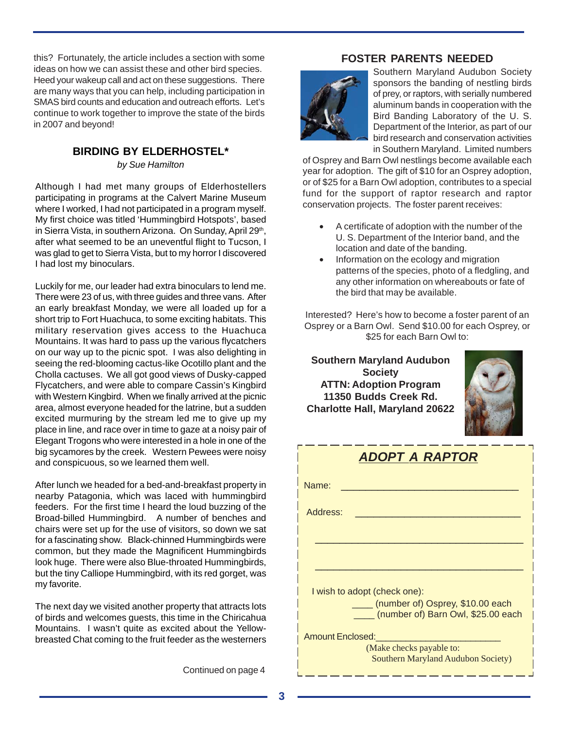this? Fortunately, the article includes a section with some ideas on how we can assist these and other bird species. Heed your wakeup call and act on these suggestions. There are many ways that you can help, including participation in SMAS bird counts and education and outreach efforts. Let's continue to work together to improve the state of the birds in 2007 and beyond!

## BIRDING BY ELDERHOSTEL*

*by Sue Hamilton*

Although I had met many groups of Elderhostellers participating in programs at the Calvert Marine Museum where I worked, I had not participated in a program myself. My first choice was titled 'Hummingbird Hotspots', based in Sierra Vista, in southern Arizona. On Sunday, April 29th, after what seemed to be an uneventful flight to Tucson, I was glad to get to Sierra Vista, but to my horror I discovered I had lost my binoculars.

Luckily for me, our leader had extra binoculars to lend me. There were 23 of us, with three guides and three vans. After an early breakfast Monday, we were all loaded up for a short trip to Fort Huachuca, to some exciting habitats. This military reservation gives access to the Huachuca Mountains. It was hard to pass up the various flycatchers on our way up to the picnic spot. I was also delighting in seeing the red-blooming cactus-like Ocotillo plant and the Cholla cactuses. We all got good views of Dusky-capped Flycatchers, and were able to compare Cassin's Kingbird with Western Kingbird. When we finally arrived at the picnic area, almost everyone headed for the latrine, but a sudden excited murmuring by the stream led me to give up my place in line, and race over in time to gaze at a noisy pair of Elegant Trogons who were interested in a hole in one of the big sycamores by the creek. Western Pewees were noisy and conspicuous, so we learned them well.

After lunch we headed for a bed-and-breakfast property in nearby Patagonia, which was laced with hummingbird feeders. For the first time I heard the loud buzzing of the Broad-billed Hummingbird. A number of benches and chairs were set up for the use of visitors, so down we sat for a fascinating show. Black-chinned Hummingbirds were common, but they made the Magnificent Hummingbirds look huge. There were also Blue-throated Hummingbirds, but the tiny Calliope Hummingbird, with its red gorget, was my favorite.

The next day we visited another property that attracts lots of birds and welcomes guests, this time in the Chiricahua Mountains. I wasn't quite as excited about the Yellow-breasted Chat coming to the fruit feeder as the westerners

Continued on page 4

## FOSTER PARENTS NEEDED

Southern Maryland Audubon Society sponsors the banding of nestling birds of prey, or raptors, with serially numbered aluminum bands in cooperation with the Bird Banding Laboratory of the U. S. Department of the Interior, as part of our bird research and conservation activities in Southern Maryland. Limited numbers of Osprey and Barn Owl nestlings become available each year for adoption. The gift of $10 for an Osprey adoption, or of $25 for a Barn Owl adoption, contributes to a special fund for the support of raptor research and raptor conservation projects. The foster parent receives:

- A certificate of adoption with the number of the U. S. Department of the Interior band, and the location and date of the banding.
- Information on the ecology and migration patterns of the species, photo of a fledgling, and any other information on whereabouts or fate of the bird that may be available.

Interested? Here's how to become a foster parent of an Osprey or a Barn Owl. Send $10.00 for each Osprey, or $25 for each Barn Owl to:

**Southern Maryland Audubon Society**
**ATTN: Adoption Program**
**11350 Budds Creek Rd.**
**Charlotte Hall, Maryland 20622**

### *ADOPT A RAPTOR*

Name: ________________________________

Address: ______________________________

______________________________________

______________________________________

I wish to adopt (check one):

____ (number of) Osprey, $10.00 each

____ (number of) Barn Owl, $25.00 each

Amount Enclosed:______________________

(Make checks payable to: Southern Maryland Audubon Society)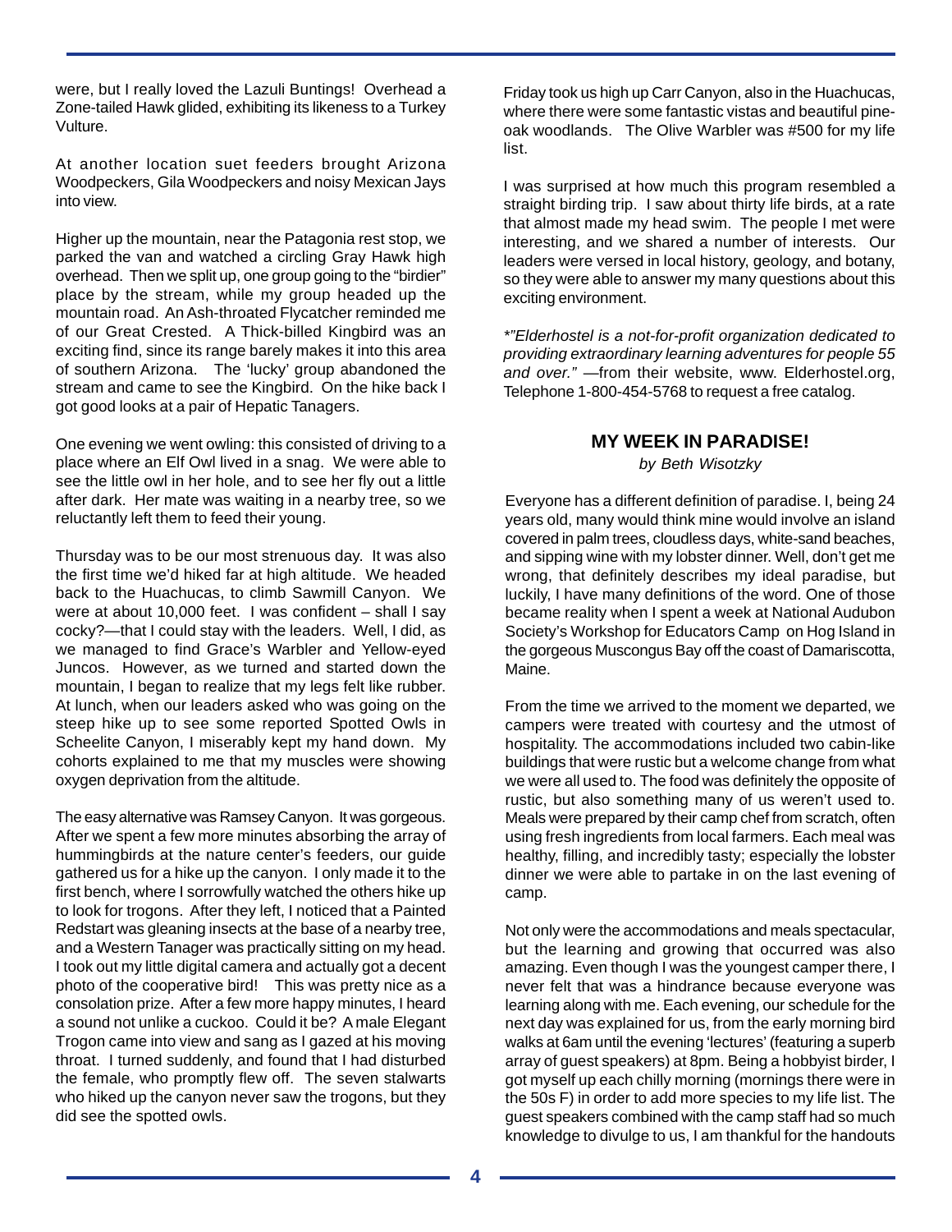were, but I really loved the Lazuli Buntings! Overhead a Zone-tailed Hawk glided, exhibiting its likeness to a Turkey Vulture.

At another location suet feeders brought Arizona Woodpeckers, Gila Woodpeckers and noisy Mexican Jays into view.

Higher up the mountain, near the Patagonia rest stop, we parked the van and watched a circling Gray Hawk high overhead. Then we split up, one group going to the "birdier" place by the stream, while my group headed up the mountain road. An Ash-throated Flycatcher reminded me of our Great Crested. A Thick-billed Kingbird was an exciting find, since its range barely makes it into this area of southern Arizona. The 'lucky' group abandoned the stream and came to see the Kingbird. On the hike back I got good looks at a pair of Hepatic Tanagers.

One evening we went owling: this consisted of driving to a place where an Elf Owl lived in a snag. We were able to see the little owl in her hole, and to see her fly out a little after dark. Her mate was waiting in a nearby tree, so we reluctantly left them to feed their young.

Thursday was to be our most strenuous day. It was also the first time we'd hiked far at high altitude. We headed back to the Huachucas, to climb Sawmill Canyon. We were at about 10,000 feet. I was confident – shall I say cocky?—that I could stay with the leaders. Well, I did, as we managed to find Grace's Warbler and Yellow-eyed Juncos. However, as we turned and started down the mountain, I began to realize that my legs felt like rubber. At lunch, when our leaders asked who was going on the steep hike up to see some reported Spotted Owls in Scheelite Canyon, I miserably kept my hand down. My cohorts explained to me that my muscles were showing oxygen deprivation from the altitude.

The easy alternative was Ramsey Canyon. It was gorgeous. After we spent a few more minutes absorbing the array of hummingbirds at the nature center's feeders, our guide gathered us for a hike up the canyon. I only made it to the first bench, where I sorrowfully watched the others hike up to look for trogons. After they left, I noticed that a Painted Redstart was gleaning insects at the base of a nearby tree, and a Western Tanager was practically sitting on my head. I took out my little digital camera and actually got a decent photo of the cooperative bird! This was pretty nice as a consolation prize. After a few more happy minutes, I heard a sound not unlike a cuckoo. Could it be? A male Elegant Trogon came into view and sang as I gazed at his moving throat. I turned suddenly, and found that I had disturbed the female, who promptly flew off. The seven stalwarts who hiked up the canyon never saw the trogons, but they did see the spotted owls.

Friday took us high up Carr Canyon, also in the Huachucas, where there were some fantastic vistas and beautiful pine-oak woodlands. The Olive Warbler was #500 for my life list.

I was surprised at how much this program resembled a straight birding trip. I saw about thirty life birds, at a rate that almost made my head swim. The people I met were interesting, and we shared a number of interests. Our leaders were versed in local history, geology, and botany, so they were able to answer my many questions about this exciting environment.

**"Elderhostel is a not-for-profit organization dedicated to providing extraordinary learning adventures for people 55 and over."* —from their website, www. Elderhostel.org, Telephone 1-800-454-5768 to request a free catalog.

## MY WEEK IN PARADISE!

*by Beth Wisotzky*

Everyone has a different definition of paradise. I, being 24 years old, many would think mine would involve an island covered in palm trees, cloudless days, white-sand beaches, and sipping wine with my lobster dinner. Well, don't get me wrong, that definitely describes my ideal paradise, but luckily, I have many definitions of the word. One of those became reality when I spent a week at National Audubon Society's Workshop for Educators Camp on Hog Island in the gorgeous Muscongus Bay off the coast of Damariscotta, Maine.

From the time we arrived to the moment we departed, we campers were treated with courtesy and the utmost of hospitality. The accommodations included two cabin-like buildings that were rustic but a welcome change from what we were all used to. The food was definitely the opposite of rustic, but also something many of us weren't used to. Meals were prepared by their camp chef from scratch, often using fresh ingredients from local farmers. Each meal was healthy, filling, and incredibly tasty; especially the lobster dinner we were able to partake in on the last evening of camp.

Not only were the accommodations and meals spectacular, but the learning and growing that occurred was also amazing. Even though I was the youngest camper there, I never felt that was a hindrance because everyone was learning along with me. Each evening, our schedule for the next day was explained for us, from the early morning bird walks at 6am until the evening 'lectures' (featuring a superb array of guest speakers) at 8pm. Being a hobbyist birder, I got myself up each chilly morning (mornings there were in the 50s F) in order to add more species to my life list. The guest speakers combined with the camp staff had so much knowledge to divulge to us, I am thankful for the handouts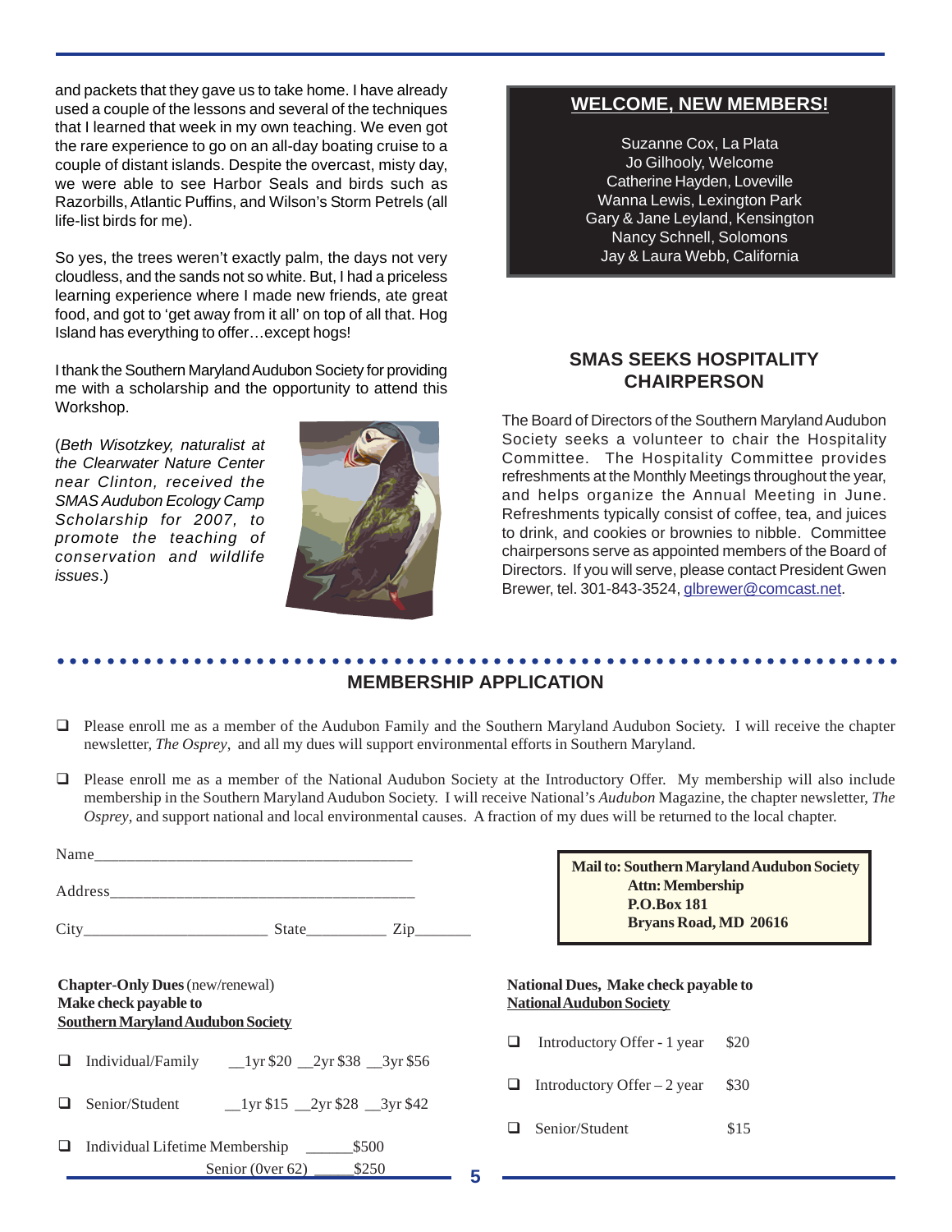and packets that they gave us to take home. I have already used a couple of the lessons and several of the techniques that I learned that week in my own teaching. We even got the rare experience to go on an all-day boating cruise to a couple of distant islands. Despite the overcast, misty day, we were able to see Harbor Seals and birds such as Razorbills, Atlantic Puffins, and Wilson's Storm Petrels (all life-list birds for me).

So yes, the trees weren't exactly palm, the days not very cloudless, and the sands not so white. But, I had a priceless learning experience where I made new friends, ate great food, and got to 'get away from it all' on top of all that. Hog Island has everything to offer…except hogs!

I thank the Southern Maryland Audubon Society for providing me with a scholarship and the opportunity to attend this Workshop.

(*Beth Wisotzkey, naturalist at the Clearwater Nature Center near Clinton, received the SMAS Audubon Ecology Camp Scholarship for 2007, to promote the teaching of conservation and wildlife issues*.)

## WELCOME, NEW MEMBERS!

Suzanne Cox, La Plata
Jo Gilhooly, Welcome
Catherine Hayden, Loveville
Wanna Lewis, Lexington Park
Gary & Jane Leyland, Kensington
Nancy Schnell, Solomons
Jay & Laura Webb, California

## SMAS SEEKS HOSPITALITY CHAIRPERSON

The Board of Directors of the Southern Maryland Audubon Society seeks a volunteer to chair the Hospitality Committee. The Hospitality Committee provides refreshments at the Monthly Meetings throughout the year, and helps organize the Annual Meeting in June. Refreshments typically consist of coffee, tea, and juices to drink, and cookies or brownies to nibble. Committee chairpersons serve as appointed members of the Board of Directors. If you will serve, please contact President Gwen Brewer, tel. 301-843-3524, glbrewer@comcast.net.

## MEMBERSHIP APPLICATION

- ❑ Please enroll me as a member of the Audubon Family and the Southern Maryland Audubon Society. I will receive the chapter newsletter, *The Osprey*, and all my dues will support environmental efforts in Southern Maryland.
- ❑ Please enroll me as a member of the National Audubon Society at the Introductory Offer. My membership will also include membership in the Southern Maryland Audubon Society. I will receive National's *Audubon* Magazine, the chapter newsletter, *The Osprey*, and support national and local environmental causes. A fraction of my dues will be returned to the local chapter.

Name_______________________________________

Address_____________________________________

City______________________ State__________ Zip_______

**Mail to: Southern Maryland Audubon Society**
**Attn: Membership**
**P.O.Box 181**
**Bryans Road, MD 20616**

**Chapter-Only Dues** (new/renewal)
**Make check payable to**
**Southern Maryland Audubon Society**

- ❑ Individual/Family __1yr $20 __2yr $38 __3yr $56
- ❑ Senior/Student __1yr $15 __2yr $28 __3yr $42
- ❑ Individual Lifetime Membership ______$500
  Senior (0ver 62) _____$250

**National Dues, Make check payable to**
**National Audubon Society**

- ❑ Introductory Offer - 1 year $20
- ❑ Introductory Offer – 2 year $30
- ❑ Senior/Student $15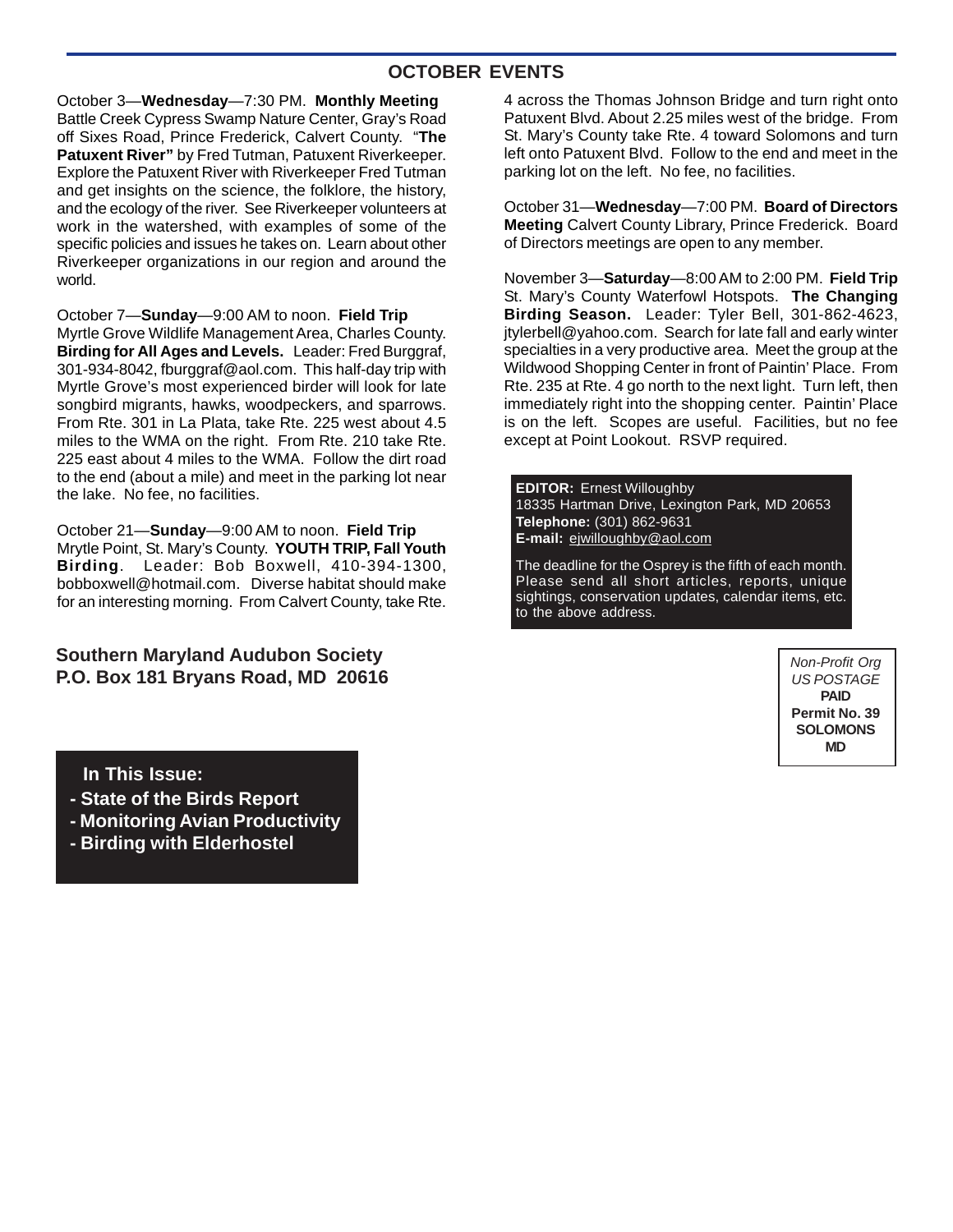## OCTOBER EVENTS

October 3—**Wednesday**—7:30 PM. **Monthly Meeting** Battle Creek Cypress Swamp Nature Center, Gray's Road off Sixes Road, Prince Frederick, Calvert County. "**The Patuxent River"** by Fred Tutman, Patuxent Riverkeeper. Explore the Patuxent River with Riverkeeper Fred Tutman and get insights on the science, the folklore, the history, and the ecology of the river. See Riverkeeper volunteers at work in the watershed, with examples of some of the specific policies and issues he takes on. Learn about other Riverkeeper organizations in our region and around the world.

October 7—**Sunday**—9:00 AM to noon. **Field Trip** Myrtle Grove Wildlife Management Area, Charles County. **Birding for All Ages and Levels.** Leader: Fred Burggraf, 301-934-8042, fburggraf@aol.com. This half-day trip with Myrtle Grove's most experienced birder will look for late songbird migrants, hawks, woodpeckers, and sparrows. From Rte. 301 in La Plata, take Rte. 225 west about 4.5 miles to the WMA on the right. From Rte. 210 take Rte. 225 east about 4 miles to the WMA. Follow the dirt road to the end (about a mile) and meet in the parking lot near the lake. No fee, no facilities.

October 21—**Sunday**—9:00 AM to noon. **Field Trip** Mrytle Point, St. Mary's County. **YOUTH TRIP, Fall Youth Birding**. Leader: Bob Boxwell, 410-394-1300, bobboxwell@hotmail.com. Diverse habitat should make for an interesting morning. From Calvert County, take Rte. 4 across the Thomas Johnson Bridge and turn right onto Patuxent Blvd. About 2.25 miles west of the bridge. From St. Mary's County take Rte. 4 toward Solomons and turn left onto Patuxent Blvd. Follow to the end and meet in the parking lot on the left. No fee, no facilities.

October 31—**Wednesday**—7:00 PM. **Board of Directors Meeting** Calvert County Library, Prince Frederick. Board of Directors meetings are open to any member.

November 3—**Saturday**—8:00 AM to 2:00 PM. **Field Trip** St. Mary's County Waterfowl Hotspots. **The Changing Birding Season.** Leader: Tyler Bell, 301-862-4623, jtylerbell@yahoo.com. Search for late fall and early winter specialties in a very productive area. Meet the group at the Wildwood Shopping Center in front of Paintin' Place. From Rte. 235 at Rte. 4 go north to the next light. Turn left, then immediately right into the shopping center. Paintin' Place is on the left. Scopes are useful. Facilities, but no fee except at Point Lookout. RSVP required.

**EDITOR:** Ernest Willoughby
18335 Hartman Drive, Lexington Park, MD 20653
**Telephone:** (301) 862-9631
**E-mail:** ejwilloughby@aol.com

The deadline for the Osprey is the fifth of each month. Please send all short articles, reports, unique sightings, conservation updates, calendar items, etc. to the above address.

**Southern Maryland Audubon Society**
**P.O. Box 181 Bryans Road, MD 20616**

*Non-Profit Org*
*US POSTAGE*
**PAID**
**Permit No. 39**
**SOLOMONS**
**MD**

**In This Issue:**

- **State of the Birds Report**
- **Monitoring Avian Productivity**
- **Birding with Elderhostel**